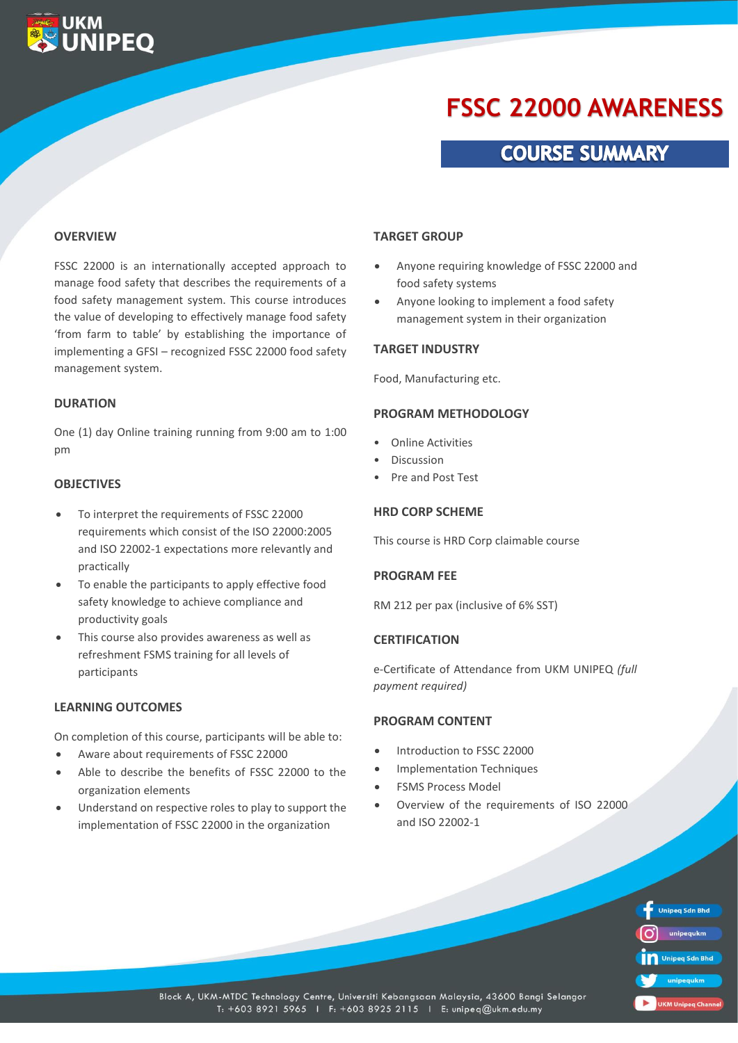UKM UNIPEQ

# FSSC 22000 AWARENESS

## COURSE SUMMARY

### OVERVIEW

FSSC 22000 is an internationally accepted approach to manage food safety that describes the requirements of a food safety management system. This course introduces the value of developing to effectively manage food safety 'from farm to table' by establishing the importance of implementing a GFSI – recognized FSSC 22000 food safety management system.

### DURATION

One (1) day Online training running from 9:00 am to 1:00 pm

### OBJECTIVES

- To interpret the requirements of FSSC 22000 requirements which consist of the ISO 22000:2005 and ISO 22002-1 expectations more relevantly and practically
- To enable the participants to apply effective food safety knowledge to achieve compliance and productivity goals
- This course also provides awareness as well as refreshment FSMS training for all levels of participants

### LEARNING OUTCOMES

On completion of this course, participants will be able to:

- Aware about requirements of FSSC 22000
- Able to describe the benefits of FSSC 22000 to the organization elements
- Understand on respective roles to play to support the implementation of FSSC 22000 in the organization

### TARGET GROUP

- Anyone requiring knowledge of FSSC 22000 and food safety systems
- Anyone looking to implement a food safety management system in their organization

### TARGET INDUSTRY

Food, Manufacturing etc.

### PROGRAM METHODOLOGY

- Online Activities
- Discussion
- Pre and Post Test

### HRD CORP SCHEME

This course is HRD Corp claimable course

### PROGRAM FEE

RM 212 per pax (inclusive of 6% SST)

### CERTIFICATION

e-Certificate of Attendance from UKM UNIPEQ *(full payment required)*

### PROGRAM CONTENT

- Introduction to FSSC 22000
- Implementation Techniques
- FSMS Process Model
- Overview of the requirements of ISO 22000 and ISO 22002-1

Unipeq Sdn Bhd | unipequkm | Unipeq Sdn Bhd | unipequkm | UKM Unipeq Channel

Block A, UKM-MTDC Technology Centre, Universiti Kebangsaan Malaysia, 43600 Bangi Selangor
T: +603 8921 5965 | F: +603 8925 2115 | E: unipeq@ukm.edu.my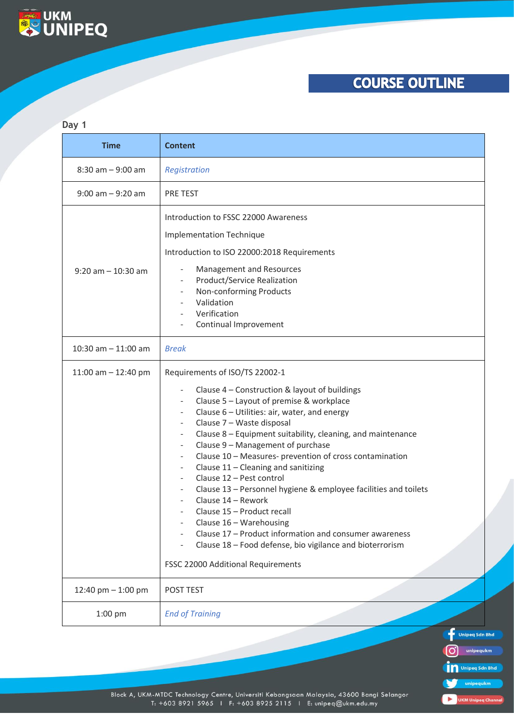## COURSE OUTLINE

**Day 1**

| Time | Content |
|---|---|
| 8:30 am – 9:00 am | *Registration* |
| 9:00 am – 9:20 am | PRE TEST |
| 9:20 am – 10:30 am | Introduction to FSSC 22000 Awareness<br>Implementation Technique<br>Introduction to ISO 22000:2018 Requirements<br>- Management and Resources<br>- Product/Service Realization<br>- Non-conforming Products<br>- Validation<br>- Verification<br>- Continual Improvement |
| 10:30 am – 11:00 am | *Break* |
| 11:00 am – 12:40 pm | Requirements of ISO/TS 22002-1<br>- Clause 4 – Construction & layout of buildings<br>- Clause 5 – Layout of premise & workplace<br>- Clause 6 – Utilities: air, water, and energy<br>- Clause 7 – Waste disposal<br>- Clause 8 – Equipment suitability, cleaning, and maintenance<br>- Clause 9 – Management of purchase<br>- Clause 10 – Measures- prevention of cross contamination<br>- Clause 11 – Cleaning and sanitizing<br>- Clause 12 – Pest control<br>- Clause 13 – Personnel hygiene & employee facilities and toilets<br>- Clause 14 – Rework<br>- Clause 15 – Product recall<br>- Clause 16 – Warehousing<br>- Clause 17 – Product information and consumer awareness<br>- Clause 18 – Food defense, bio vigilance and bioterrorism<br>FSSC 22000 Additional Requirements |
| 12:40 pm – 1:00 pm | POST TEST |
| 1:00 pm | *End of Training* |

Block A, UKM-MTDC Technology Centre, Universiti Kebangsaan Malaysia, 43600 Bangi Selangor
T: +603 8921 5965 | F: +603 8925 2115 | E: unipeq@ukm.edu.my